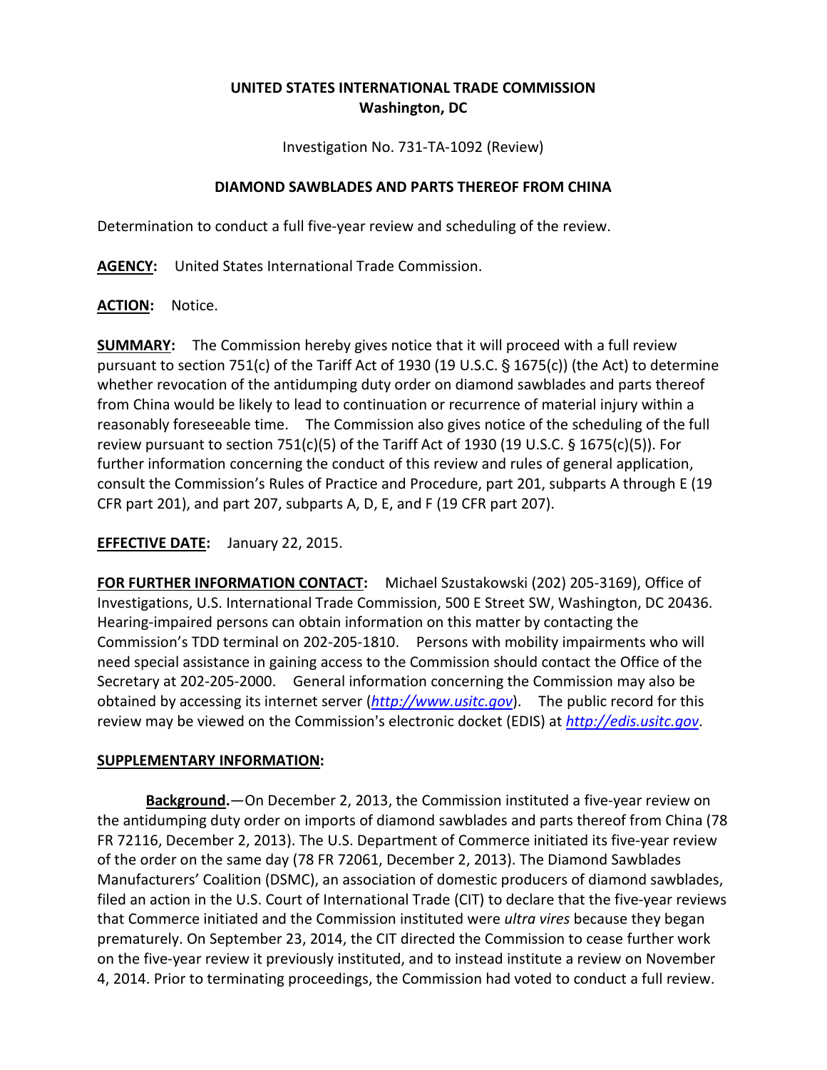**UNITED STATES INTERNATIONAL TRADE COMMISSION**
**Washington, DC**

Investigation No. 731-TA-1092 (Review)

**DIAMOND SAWBLADES AND PARTS THEREOF FROM CHINA**

Determination to conduct a full five-year review and scheduling of the review.

**AGENCY:** United States International Trade Commission.

**ACTION:** Notice.

**SUMMARY:** The Commission hereby gives notice that it will proceed with a full review pursuant to section 751(c) of the Tariff Act of 1930 (19 U.S.C. § 1675(c)) (the Act) to determine whether revocation of the antidumping duty order on diamond sawblades and parts thereof from China would be likely to lead to continuation or recurrence of material injury within a reasonably foreseeable time. The Commission also gives notice of the scheduling of the full review pursuant to section 751(c)(5) of the Tariff Act of 1930 (19 U.S.C. § 1675(c)(5)). For further information concerning the conduct of this review and rules of general application, consult the Commission's Rules of Practice and Procedure, part 201, subparts A through E (19 CFR part 201), and part 207, subparts A, D, E, and F (19 CFR part 207).

**EFFECTIVE DATE:** January 22, 2015.

**FOR FURTHER INFORMATION CONTACT:** Michael Szustakowski (202) 205-3169), Office of Investigations, U.S. International Trade Commission, 500 E Street SW, Washington, DC 20436. Hearing-impaired persons can obtain information on this matter by contacting the Commission's TDD terminal on 202-205-1810. Persons with mobility impairments who will need special assistance in gaining access to the Commission should contact the Office of the Secretary at 202-205-2000. General information concerning the Commission may also be obtained by accessing its internet server (*http://www.usitc.gov*). The public record for this review may be viewed on the Commission's electronic docket (EDIS) at *http://edis.usitc.gov*.

**SUPPLEMENTARY INFORMATION:**

**Background.**—On December 2, 2013, the Commission instituted a five-year review on the antidumping duty order on imports of diamond sawblades and parts thereof from China (78 FR 72116, December 2, 2013). The U.S. Department of Commerce initiated its five-year review of the order on the same day (78 FR 72061, December 2, 2013). The Diamond Sawblades Manufacturers' Coalition (DSMC), an association of domestic producers of diamond sawblades, filed an action in the U.S. Court of International Trade (CIT) to declare that the five-year reviews that Commerce initiated and the Commission instituted were *ultra vires* because they began prematurely. On September 23, 2014, the CIT directed the Commission to cease further work on the five-year review it previously instituted, and to instead institute a review on November 4, 2014. Prior to terminating proceedings, the Commission had voted to conduct a full review.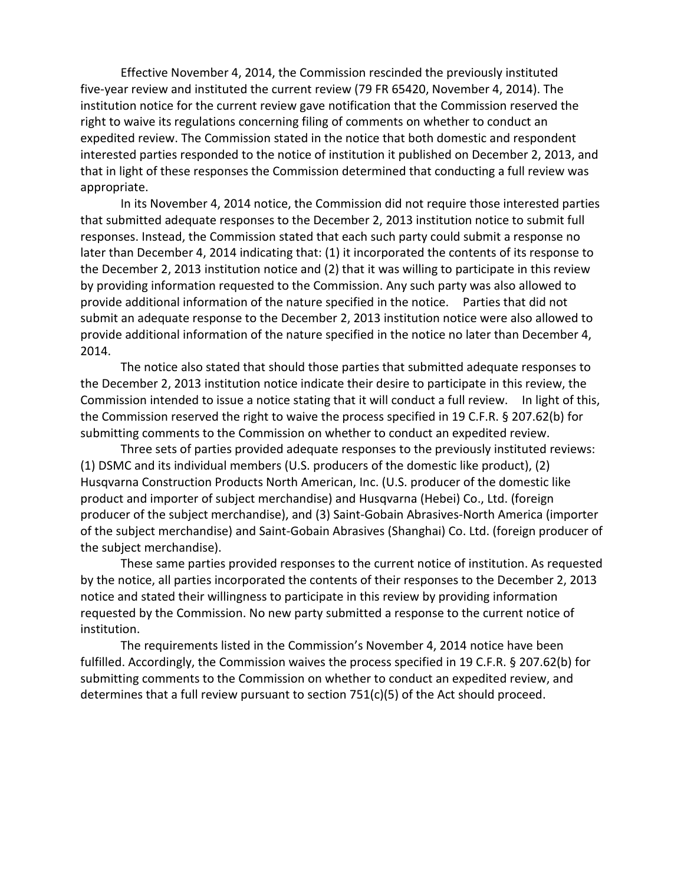Effective November 4, 2014, the Commission rescinded the previously instituted five-year review and instituted the current review (79 FR 65420, November 4, 2014). The institution notice for the current review gave notification that the Commission reserved the right to waive its regulations concerning filing of comments on whether to conduct an expedited review. The Commission stated in the notice that both domestic and respondent interested parties responded to the notice of institution it published on December 2, 2013, and that in light of these responses the Commission determined that conducting a full review was appropriate.

In its November 4, 2014 notice, the Commission did not require those interested parties that submitted adequate responses to the December 2, 2013 institution notice to submit full responses. Instead, the Commission stated that each such party could submit a response no later than December 4, 2014 indicating that: (1) it incorporated the contents of its response to the December 2, 2013 institution notice and (2) that it was willing to participate in this review by providing information requested to the Commission. Any such party was also allowed to provide additional information of the nature specified in the notice. Parties that did not submit an adequate response to the December 2, 2013 institution notice were also allowed to provide additional information of the nature specified in the notice no later than December 4, 2014.

The notice also stated that should those parties that submitted adequate responses to the December 2, 2013 institution notice indicate their desire to participate in this review, the Commission intended to issue a notice stating that it will conduct a full review. In light of this, the Commission reserved the right to waive the process specified in 19 C.F.R. § 207.62(b) for submitting comments to the Commission on whether to conduct an expedited review.

Three sets of parties provided adequate responses to the previously instituted reviews: (1) DSMC and its individual members (U.S. producers of the domestic like product), (2) Husqvarna Construction Products North American, Inc. (U.S. producer of the domestic like product and importer of subject merchandise) and Husqvarna (Hebei) Co., Ltd. (foreign producer of the subject merchandise), and (3) Saint-Gobain Abrasives-North America (importer of the subject merchandise) and Saint-Gobain Abrasives (Shanghai) Co. Ltd. (foreign producer of the subject merchandise).

These same parties provided responses to the current notice of institution. As requested by the notice, all parties incorporated the contents of their responses to the December 2, 2013 notice and stated their willingness to participate in this review by providing information requested by the Commission. No new party submitted a response to the current notice of institution.

The requirements listed in the Commission's November 4, 2014 notice have been fulfilled. Accordingly, the Commission waives the process specified in 19 C.F.R. § 207.62(b) for submitting comments to the Commission on whether to conduct an expedited review, and determines that a full review pursuant to section 751(c)(5) of the Act should proceed.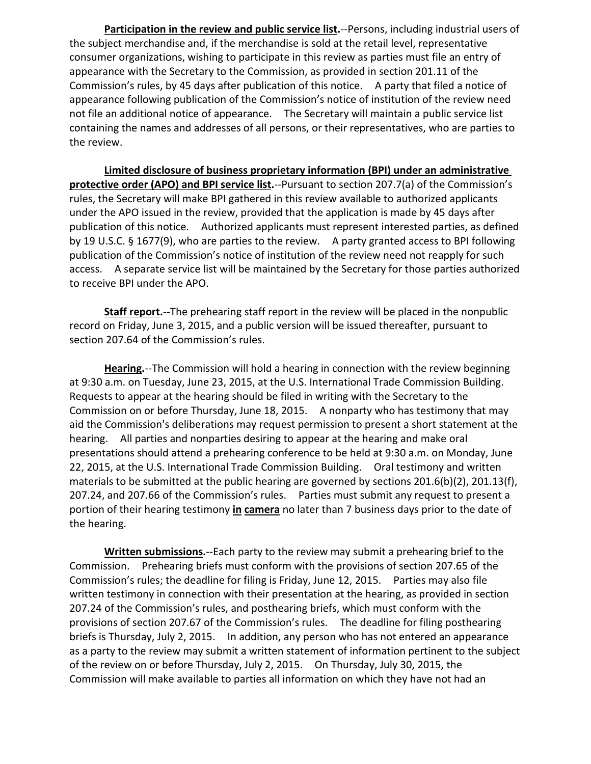**Participation in the review and public service list.**--Persons, including industrial users of the subject merchandise and, if the merchandise is sold at the retail level, representative consumer organizations, wishing to participate in this review as parties must file an entry of appearance with the Secretary to the Commission, as provided in section 201.11 of the Commission's rules, by 45 days after publication of this notice. A party that filed a notice of appearance following publication of the Commission's notice of institution of the review need not file an additional notice of appearance. The Secretary will maintain a public service list containing the names and addresses of all persons, or their representatives, who are parties to the review.

**Limited disclosure of business proprietary information (BPI) under an administrative protective order (APO) and BPI service list.**--Pursuant to section 207.7(a) of the Commission's rules, the Secretary will make BPI gathered in this review available to authorized applicants under the APO issued in the review, provided that the application is made by 45 days after publication of this notice. Authorized applicants must represent interested parties, as defined by 19 U.S.C. § 1677(9), who are parties to the review. A party granted access to BPI following publication of the Commission's notice of institution of the review need not reapply for such access. A separate service list will be maintained by the Secretary for those parties authorized to receive BPI under the APO.

**Staff report.**--The prehearing staff report in the review will be placed in the nonpublic record on Friday, June 3, 2015, and a public version will be issued thereafter, pursuant to section 207.64 of the Commission's rules.

**Hearing.**--The Commission will hold a hearing in connection with the review beginning at 9:30 a.m. on Tuesday, June 23, 2015, at the U.S. International Trade Commission Building. Requests to appear at the hearing should be filed in writing with the Secretary to the Commission on or before Thursday, June 18, 2015. A nonparty who has testimony that may aid the Commission's deliberations may request permission to present a short statement at the hearing. All parties and nonparties desiring to appear at the hearing and make oral presentations should attend a prehearing conference to be held at 9:30 a.m. on Monday, June 22, 2015, at the U.S. International Trade Commission Building. Oral testimony and written materials to be submitted at the public hearing are governed by sections 201.6(b)(2), 201.13(f), 207.24, and 207.66 of the Commission's rules. Parties must submit any request to present a portion of their hearing testimony **in camera** no later than 7 business days prior to the date of the hearing.

**Written submissions.**--Each party to the review may submit a prehearing brief to the Commission. Prehearing briefs must conform with the provisions of section 207.65 of the Commission's rules; the deadline for filing is Friday, June 12, 2015. Parties may also file written testimony in connection with their presentation at the hearing, as provided in section 207.24 of the Commission's rules, and posthearing briefs, which must conform with the provisions of section 207.67 of the Commission's rules. The deadline for filing posthearing briefs is Thursday, July 2, 2015. In addition, any person who has not entered an appearance as a party to the review may submit a written statement of information pertinent to the subject of the review on or before Thursday, July 2, 2015. On Thursday, July 30, 2015, the Commission will make available to parties all information on which they have not had an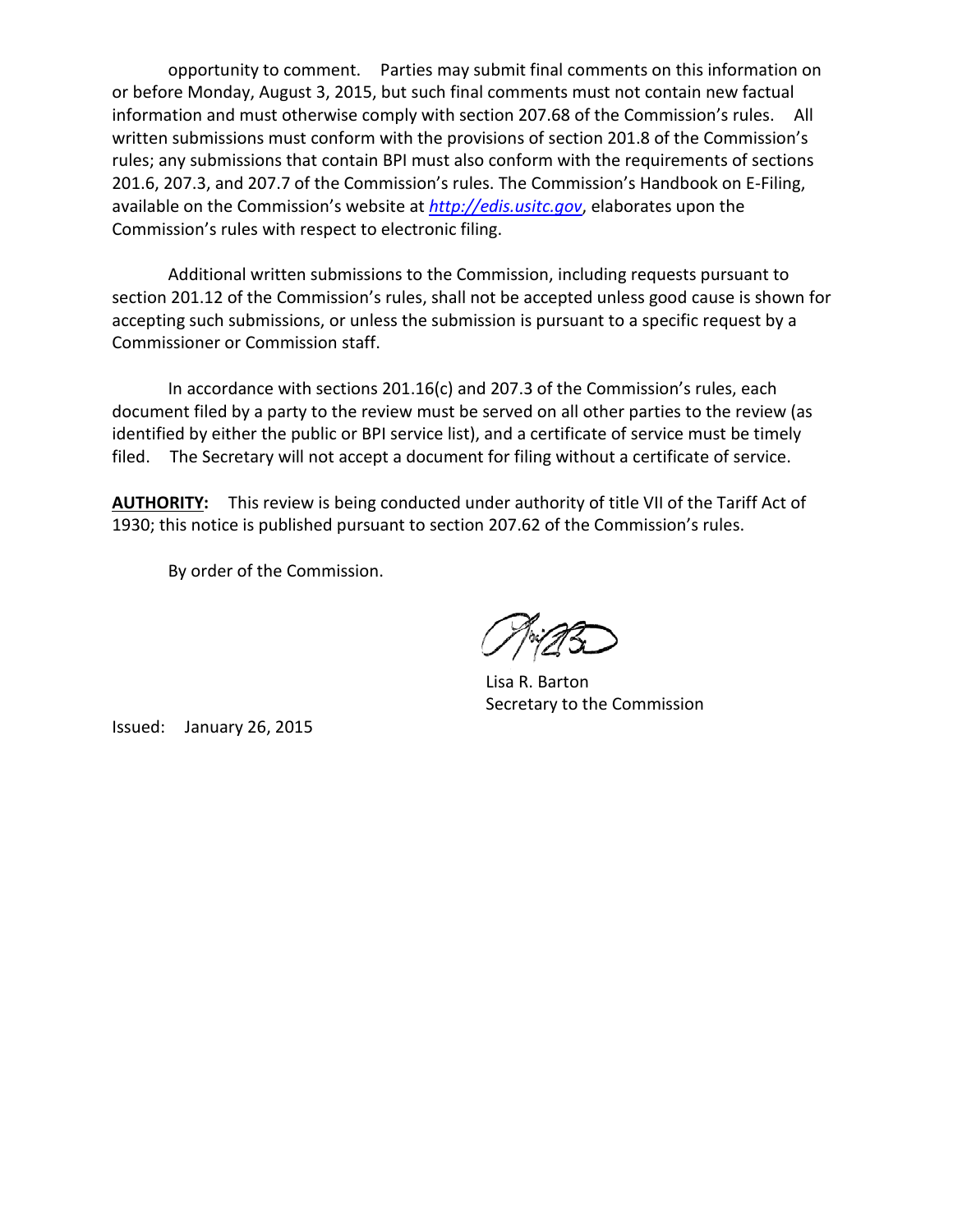opportunity to comment. Parties may submit final comments on this information on or before Monday, August 3, 2015, but such final comments must not contain new factual information and must otherwise comply with section 207.68 of the Commission's rules. All written submissions must conform with the provisions of section 201.8 of the Commission's rules; any submissions that contain BPI must also conform with the requirements of sections 201.6, 207.3, and 207.7 of the Commission's rules. The Commission's Handbook on E-Filing, available on the Commission's website at *http://edis.usitc.gov*, elaborates upon the Commission's rules with respect to electronic filing.

Additional written submissions to the Commission, including requests pursuant to section 201.12 of the Commission's rules, shall not be accepted unless good cause is shown for accepting such submissions, or unless the submission is pursuant to a specific request by a Commissioner or Commission staff.

In accordance with sections 201.16(c) and 207.3 of the Commission's rules, each document filed by a party to the review must be served on all other parties to the review (as identified by either the public or BPI service list), and a certificate of service must be timely filed. The Secretary will not accept a document for filing without a certificate of service.

**AUTHORITY:** This review is being conducted under authority of title VII of the Tariff Act of 1930; this notice is published pursuant to section 207.62 of the Commission's rules.

By order of the Commission.

Lisa R. Barton
Secretary to the Commission

Issued: January 26, 2015